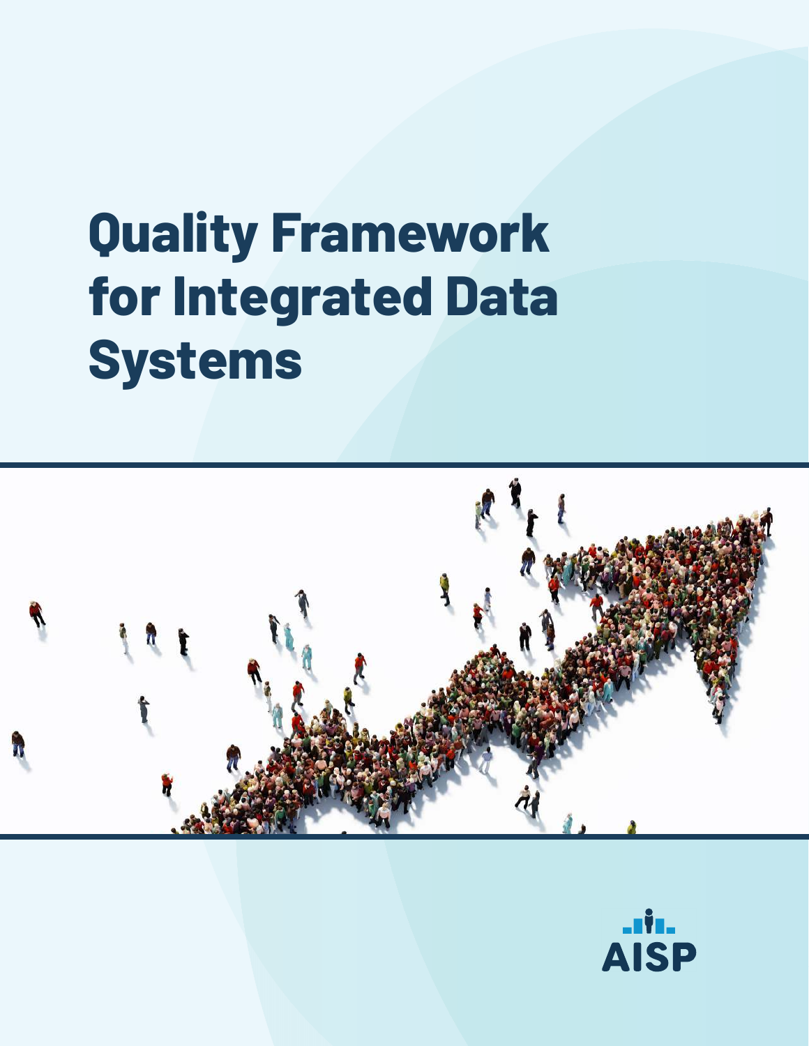# Quality Framework for Integrated Data Systems

AISP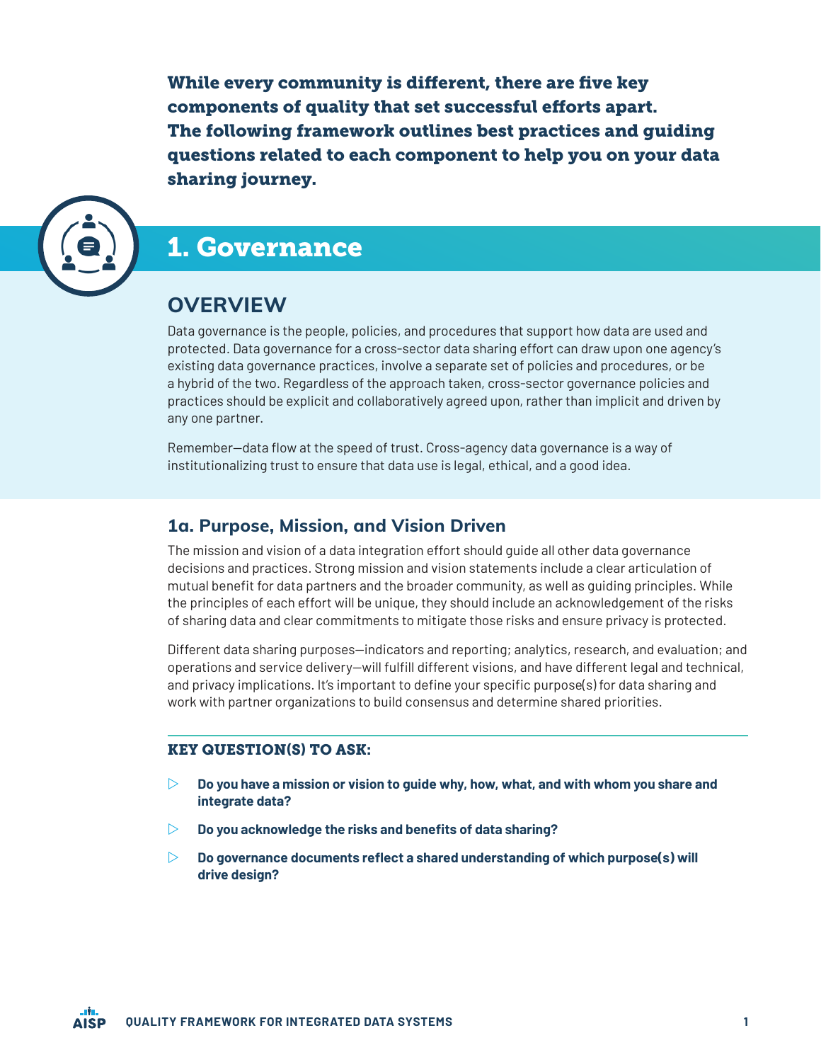**While every community is different, there are five key components of quality that set successful efforts apart. The following framework outlines best practices and guiding questions related to each component to help you on your data sharing journey.**

# 1. Governance

## OVERVIEW

Data governance is the people, policies, and procedures that support how data are used and protected. Data governance for a cross-sector data sharing effort can draw upon one agency's existing data governance practices, involve a separate set of policies and procedures, or be a hybrid of the two. Regardless of the approach taken, cross-sector governance policies and practices should be explicit and collaboratively agreed upon, rather than implicit and driven by any one partner.

Remember—data flow at the speed of trust. Cross-agency data governance is a way of institutionalizing trust to ensure that data use is legal, ethical, and a good idea.

### 1a. Purpose, Mission, and Vision Driven

The mission and vision of a data integration effort should guide all other data governance decisions and practices. Strong mission and vision statements include a clear articulation of mutual benefit for data partners and the broader community, as well as guiding principles. While the principles of each effort will be unique, they should include an acknowledgement of the risks of sharing data and clear commitments to mitigate those risks and ensure privacy is protected.

Different data sharing purposes—indicators and reporting; analytics, research, and evaluation; and operations and service delivery—will fulfill different visions, and have different legal and technical, and privacy implications. It's important to define your specific purpose(s) for data sharing and work with partner organizations to build consensus and determine shared priorities.

#### KEY QUESTION(S) TO ASK:

- **Do you have a mission or vision to guide why, how, what, and with whom you share and integrate data?**
- **Do you acknowledge the risks and benefits of data sharing?**
- **Do governance documents reflect a shared understanding of which purpose(s) will drive design?**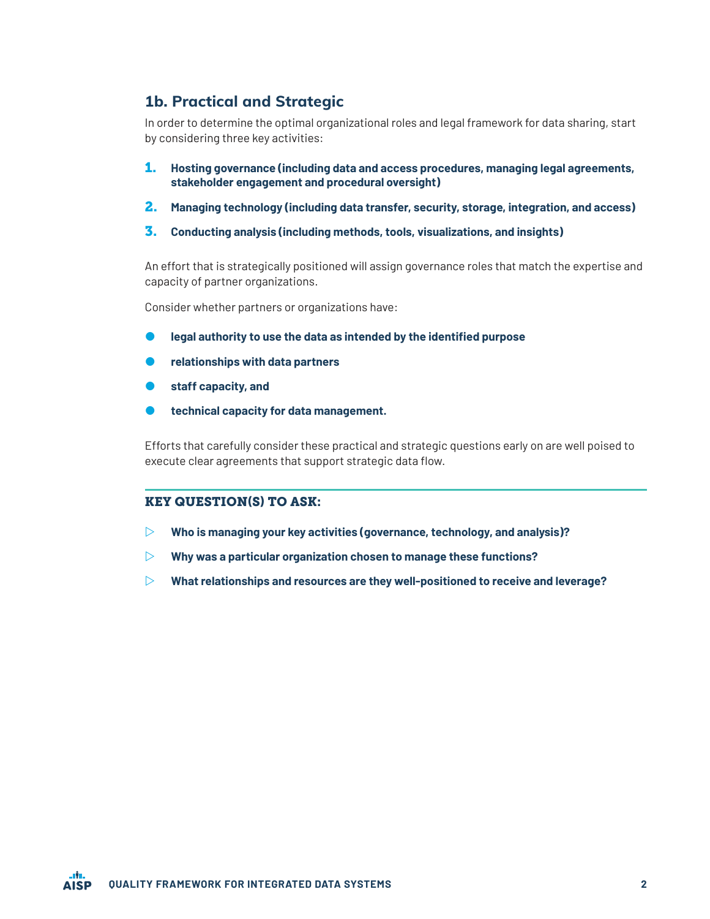## 1b. Practical and Strategic

In order to determine the optimal organizational roles and legal framework for data sharing, start by considering three key activities:

1. **Hosting governance (including data and access procedures, managing legal agreements, stakeholder engagement and procedural oversight)**
2. **Managing technology (including data transfer, security, storage, integration, and access)**
3. **Conducting analysis (including methods, tools, visualizations, and insights)**

An effort that is strategically positioned will assign governance roles that match the expertise and capacity of partner organizations.

Consider whether partners or organizations have:

- **legal authority to use the data as intended by the identified purpose**
- **relationships with data partners**
- **staff capacity, and**
- **technical capacity for data management.**

Efforts that carefully consider these practical and strategic questions early on are well poised to execute clear agreements that support strategic data flow.

### KEY QUESTION(S) TO ASK:

- **Who is managing your key activities (governance, technology, and analysis)?**
- **Why was a particular organization chosen to manage these functions?**
- **What relationships and resources are they well-positioned to receive and leverage?**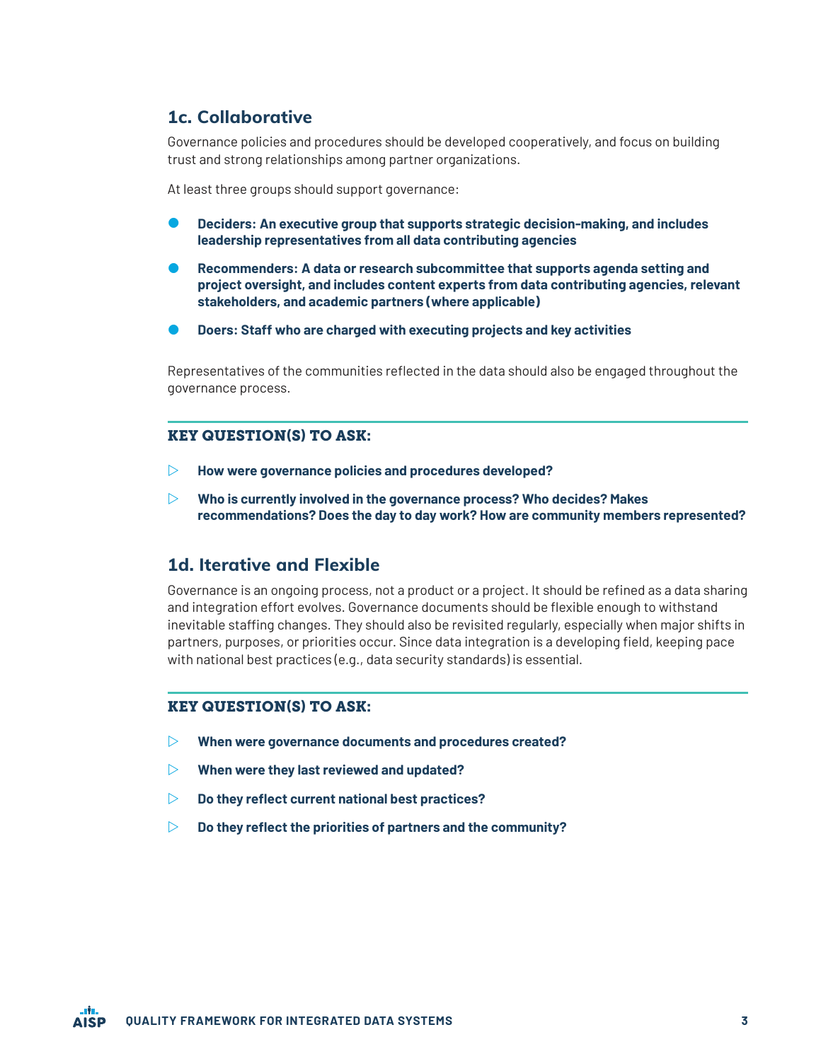## 1c. Collaborative

Governance policies and procedures should be developed cooperatively, and focus on building trust and strong relationships among partner organizations.

At least three groups should support governance:

- **Deciders: An executive group that supports strategic decision-making, and includes leadership representatives from all data contributing agencies**
- **Recommenders: A data or research subcommittee that supports agenda setting and project oversight, and includes content experts from data contributing agencies, relevant stakeholders, and academic partners (where applicable)**
- **Doers: Staff who are charged with executing projects and key activities**

Representatives of the communities reflected in the data should also be engaged throughout the governance process.

### KEY QUESTION(S) TO ASK:

- **How were governance policies and procedures developed?**
- **Who is currently involved in the governance process? Who decides? Makes recommendations? Does the day to day work? How are community members represented?**

## 1d. Iterative and Flexible

Governance is an ongoing process, not a product or a project. It should be refined as a data sharing and integration effort evolves. Governance documents should be flexible enough to withstand inevitable staffing changes. They should also be revisited regularly, especially when major shifts in partners, purposes, or priorities occur. Since data integration is a developing field, keeping pace with national best practices (e.g., data security standards) is essential.

### KEY QUESTION(S) TO ASK:

- **When were governance documents and procedures created?**
- **When were they last reviewed and updated?**
- **Do they reflect current national best practices?**
- **Do they reflect the priorities of partners and the community?**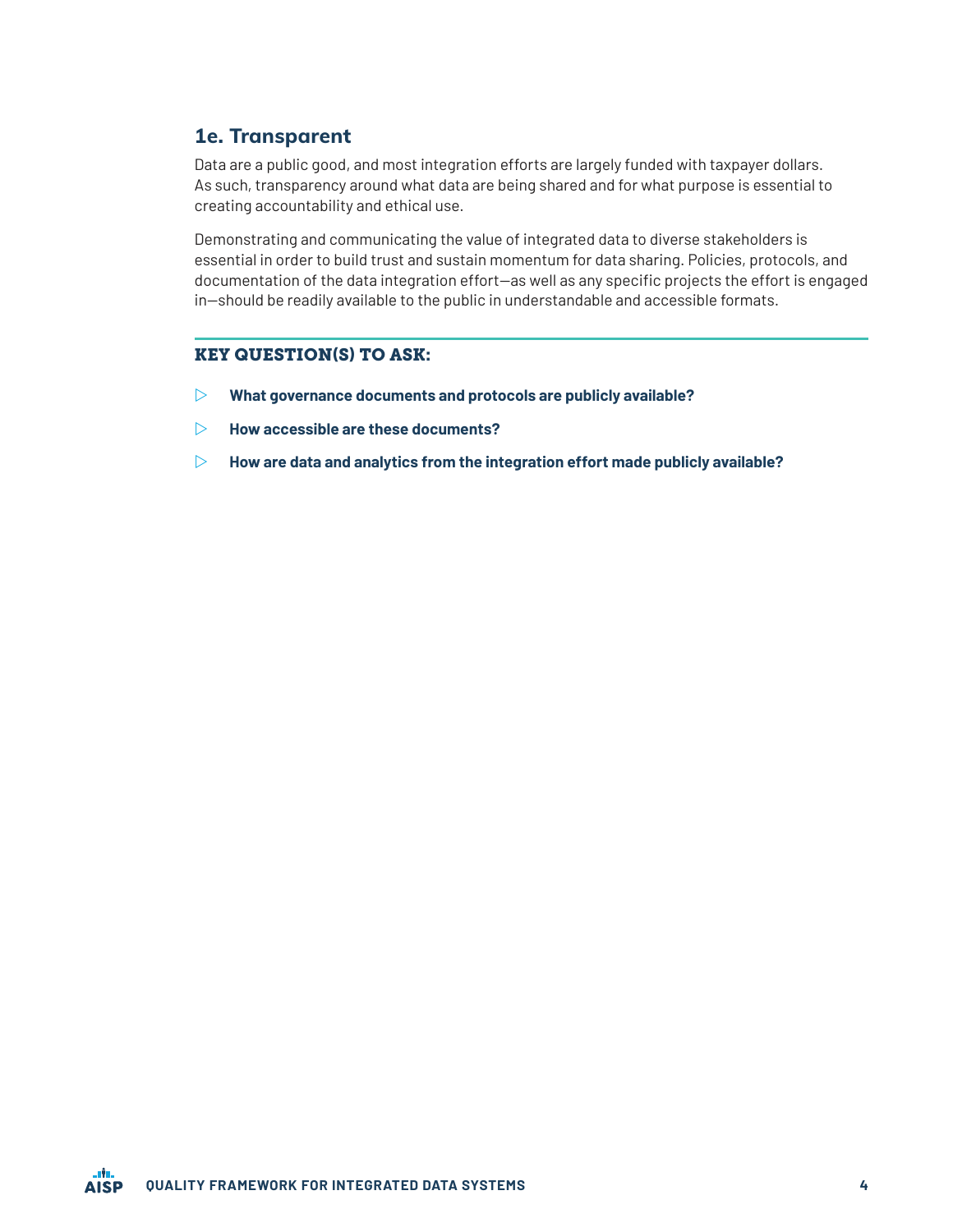## 1e. Transparent

Data are a public good, and most integration efforts are largely funded with taxpayer dollars. As such, transparency around what data are being shared and for what purpose is essential to creating accountability and ethical use.

Demonstrating and communicating the value of integrated data to diverse stakeholders is essential in order to build trust and sustain momentum for data sharing. Policies, protocols, and documentation of the data integration effort—as well as any specific projects the effort is engaged in—should be readily available to the public in understandable and accessible formats.

### KEY QUESTION(S) TO ASK:

- **What governance documents and protocols are publicly available?**
- **How accessible are these documents?**
- **How are data and analytics from the integration effort made publicly available?**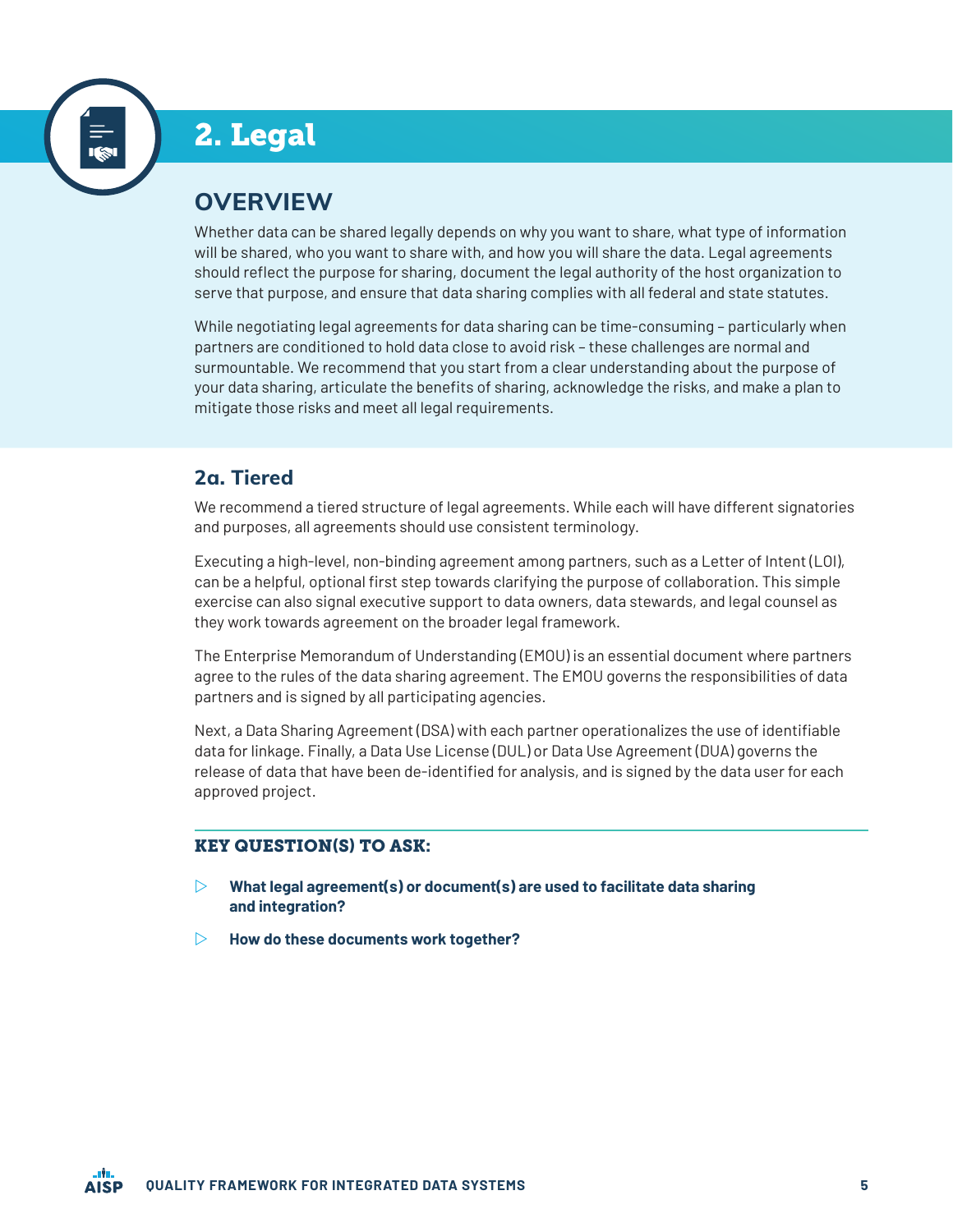# 2. Legal

## OVERVIEW

Whether data can be shared legally depends on why you want to share, what type of information will be shared, who you want to share with, and how you will share the data. Legal agreements should reflect the purpose for sharing, document the legal authority of the host organization to serve that purpose, and ensure that data sharing complies with all federal and state statutes.

While negotiating legal agreements for data sharing can be time-consuming – particularly when partners are conditioned to hold data close to avoid risk – these challenges are normal and surmountable. We recommend that you start from a clear understanding about the purpose of your data sharing, articulate the benefits of sharing, acknowledge the risks, and make a plan to mitigate those risks and meet all legal requirements.

### 2a. Tiered

We recommend a tiered structure of legal agreements. While each will have different signatories and purposes, all agreements should use consistent terminology.

Executing a high-level, non-binding agreement among partners, such as a Letter of Intent (LOI), can be a helpful, optional first step towards clarifying the purpose of collaboration. This simple exercise can also signal executive support to data owners, data stewards, and legal counsel as they work towards agreement on the broader legal framework.

The Enterprise Memorandum of Understanding (EMOU) is an essential document where partners agree to the rules of the data sharing agreement. The EMOU governs the responsibilities of data partners and is signed by all participating agencies.

Next, a Data Sharing Agreement (DSA) with each partner operationalizes the use of identifiable data for linkage. Finally, a Data Use License (DUL) or Data Use Agreement (DUA) governs the release of data that have been de-identified for analysis, and is signed by the data user for each approved project.

#### KEY QUESTION(S) TO ASK:

- **What legal agreement(s) or document(s) are used to facilitate data sharing and integration?**
- **How do these documents work together?**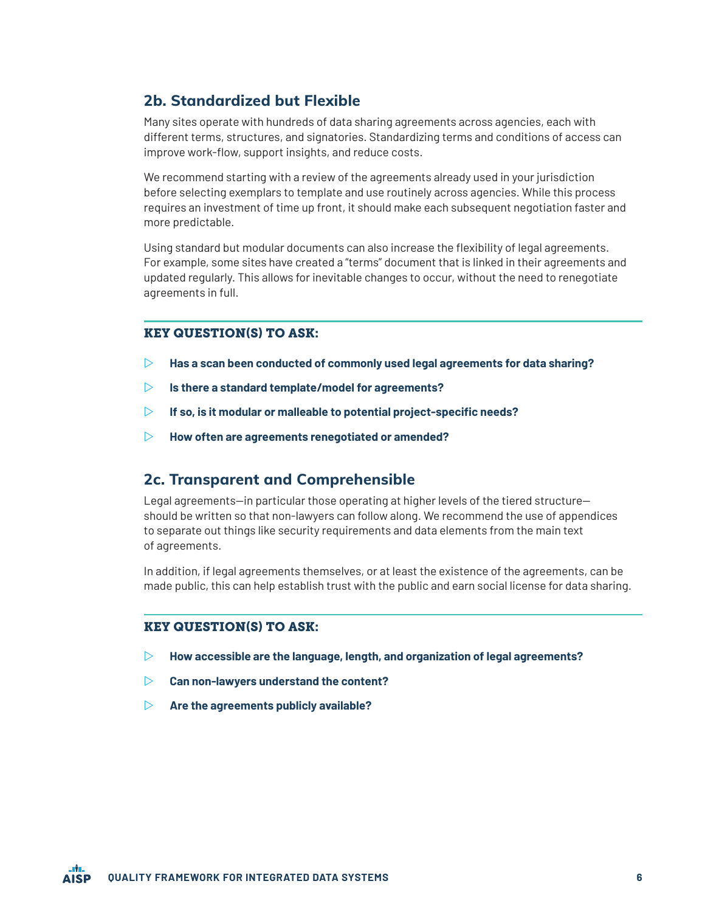## 2b. Standardized but Flexible

Many sites operate with hundreds of data sharing agreements across agencies, each with different terms, structures, and signatories. Standardizing terms and conditions of access can improve work-flow, support insights, and reduce costs.

We recommend starting with a review of the agreements already used in your jurisdiction before selecting exemplars to template and use routinely across agencies. While this process requires an investment of time up front, it should make each subsequent negotiation faster and more predictable.

Using standard but modular documents can also increase the flexibility of legal agreements. For example, some sites have created a "terms" document that is linked in their agreements and updated regularly. This allows for inevitable changes to occur, without the need to renegotiate agreements in full.

### KEY QUESTION(S) TO ASK:

- **Has a scan been conducted of commonly used legal agreements for data sharing?**
- **Is there a standard template/model for agreements?**
- **If so, is it modular or malleable to potential project-specific needs?**
- **How often are agreements renegotiated or amended?**

## 2c. Transparent and Comprehensible

Legal agreements—in particular those operating at higher levels of the tiered structure—should be written so that non-lawyers can follow along. We recommend the use of appendices to separate out things like security requirements and data elements from the main text of agreements.

In addition, if legal agreements themselves, or at least the existence of the agreements, can be made public, this can help establish trust with the public and earn social license for data sharing.

### KEY QUESTION(S) TO ASK:

- **How accessible are the language, length, and organization of legal agreements?**
- **Can non-lawyers understand the content?**
- **Are the agreements publicly available?**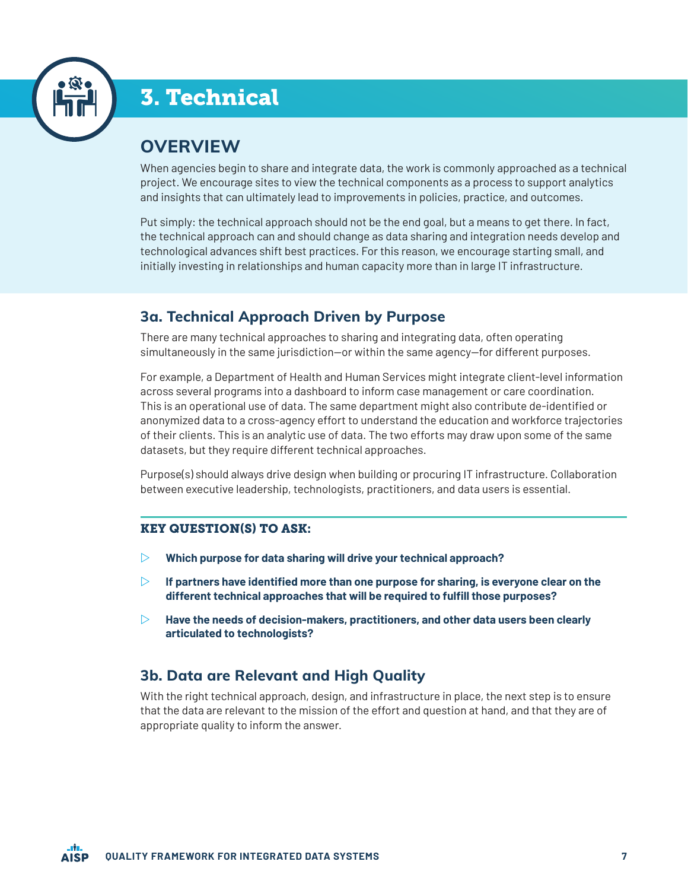# 3. Technical

## OVERVIEW

When agencies begin to share and integrate data, the work is commonly approached as a technical project. We encourage sites to view the technical components as a process to support analytics and insights that can ultimately lead to improvements in policies, practice, and outcomes.

Put simply: the technical approach should not be the end goal, but a means to get there. In fact, the technical approach can and should change as data sharing and integration needs develop and technological advances shift best practices. For this reason, we encourage starting small, and initially investing in relationships and human capacity more than in large IT infrastructure.

### 3a. Technical Approach Driven by Purpose

There are many technical approaches to sharing and integrating data, often operating simultaneously in the same jurisdiction—or within the same agency—for different purposes.

For example, a Department of Health and Human Services might integrate client-level information across several programs into a dashboard to inform case management or care coordination. This is an operational use of data. The same department might also contribute de-identified or anonymized data to a cross-agency effort to understand the education and workforce trajectories of their clients. This is an analytic use of data. The two efforts may draw upon some of the same datasets, but they require different technical approaches.

Purpose(s) should always drive design when building or procuring IT infrastructure. Collaboration between executive leadership, technologists, practitioners, and data users is essential.

#### KEY QUESTION(S) TO ASK:

- **Which purpose for data sharing will drive your technical approach?**
- **If partners have identified more than one purpose for sharing, is everyone clear on the different technical approaches that will be required to fulfill those purposes?**
- **Have the needs of decision-makers, practitioners, and other data users been clearly articulated to technologists?**

### 3b. Data are Relevant and High Quality

With the right technical approach, design, and infrastructure in place, the next step is to ensure that the data are relevant to the mission of the effort and question at hand, and that they are of appropriate quality to inform the answer.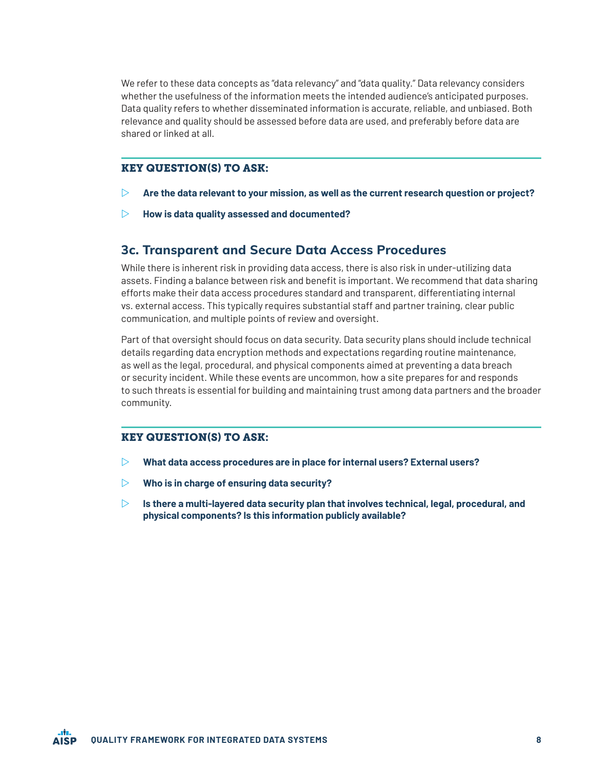We refer to these data concepts as "data relevancy" and "data quality." Data relevancy considers whether the usefulness of the information meets the intended audience's anticipated purposes. Data quality refers to whether disseminated information is accurate, reliable, and unbiased. Both relevance and quality should be assessed before data are used, and preferably before data are shared or linked at all.

#### KEY QUESTION(S) TO ASK:

- **Are the data relevant to your mission, as well as the current research question or project?**
- **How is data quality assessed and documented?**

## 3c. Transparent and Secure Data Access Procedures

While there is inherent risk in providing data access, there is also risk in under-utilizing data assets. Finding a balance between risk and benefit is important. We recommend that data sharing efforts make their data access procedures standard and transparent, differentiating internal vs. external access. This typically requires substantial staff and partner training, clear public communication, and multiple points of review and oversight.

Part of that oversight should focus on data security. Data security plans should include technical details regarding data encryption methods and expectations regarding routine maintenance, as well as the legal, procedural, and physical components aimed at preventing a data breach or security incident. While these events are uncommon, how a site prepares for and responds to such threats is essential for building and maintaining trust among data partners and the broader community.

#### KEY QUESTION(S) TO ASK:

- **What data access procedures are in place for internal users? External users?**
- **Who is in charge of ensuring data security?**
- **Is there a multi-layered data security plan that involves technical, legal, procedural, and physical components? Is this information publicly available?**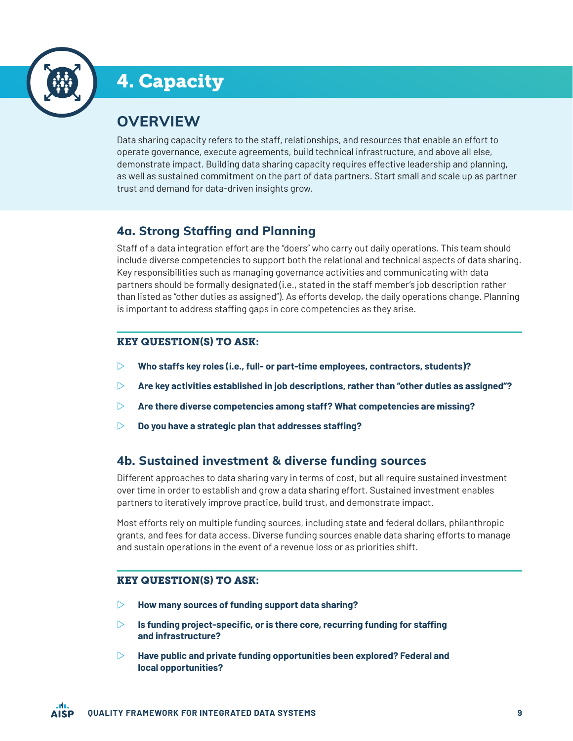# 4. Capacity

## OVERVIEW

Data sharing capacity refers to the staff, relationships, and resources that enable an effort to operate governance, execute agreements, build technical infrastructure, and above all else, demonstrate impact. Building data sharing capacity requires effective leadership and planning, as well as sustained commitment on the part of data partners. Start small and scale up as partner trust and demand for data-driven insights grow.

### 4a. Strong Staffing and Planning

Staff of a data integration effort are the "doers" who carry out daily operations. This team should include diverse competencies to support both the relational and technical aspects of data sharing. Key responsibilities such as managing governance activities and communicating with data partners should be formally designated (i.e., stated in the staff member's job description rather than listed as "other duties as assigned"). As efforts develop, the daily operations change. Planning is important to address staffing gaps in core competencies as they arise.

#### KEY QUESTION(S) TO ASK:

- **Who staffs key roles (i.e., full- or part-time employees, contractors, students)?**
- **Are key activities established in job descriptions, rather than "other duties as assigned"?**
- **Are there diverse competencies among staff? What competencies are missing?**
- **Do you have a strategic plan that addresses staffing?**

### 4b. Sustained investment & diverse funding sources

Different approaches to data sharing vary in terms of cost, but all require sustained investment over time in order to establish and grow a data sharing effort. Sustained investment enables partners to iteratively improve practice, build trust, and demonstrate impact.

Most efforts rely on multiple funding sources, including state and federal dollars, philanthropic grants, and fees for data access. Diverse funding sources enable data sharing efforts to manage and sustain operations in the event of a revenue loss or as priorities shift.

#### KEY QUESTION(S) TO ASK:

- **How many sources of funding support data sharing?**
- **Is funding project-specific, or is there core, recurring funding for staffing and infrastructure?**
- **Have public and private funding opportunities been explored? Federal and local opportunities?**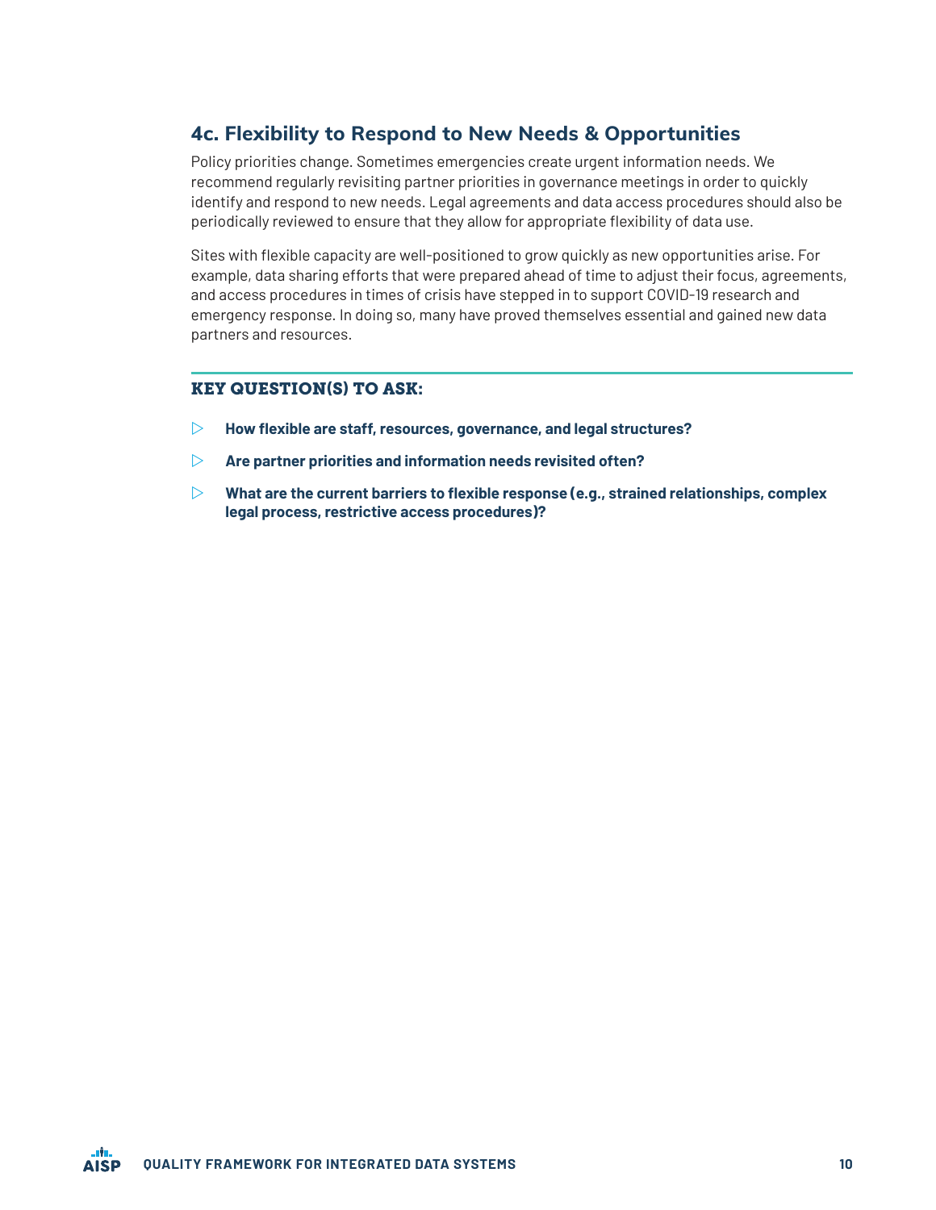## 4c. Flexibility to Respond to New Needs & Opportunities

Policy priorities change. Sometimes emergencies create urgent information needs. We recommend regularly revisiting partner priorities in governance meetings in order to quickly identify and respond to new needs. Legal agreements and data access procedures should also be periodically reviewed to ensure that they allow for appropriate flexibility of data use.

Sites with flexible capacity are well-positioned to grow quickly as new opportunities arise. For example, data sharing efforts that were prepared ahead of time to adjust their focus, agreements, and access procedures in times of crisis have stepped in to support COVID-19 research and emergency response. In doing so, many have proved themselves essential and gained new data partners and resources.

### KEY QUESTION(S) TO ASK:

- **How flexible are staff, resources, governance, and legal structures?**
- **Are partner priorities and information needs revisited often?**
- **What are the current barriers to flexible response (e.g., strained relationships, complex legal process, restrictive access procedures)?**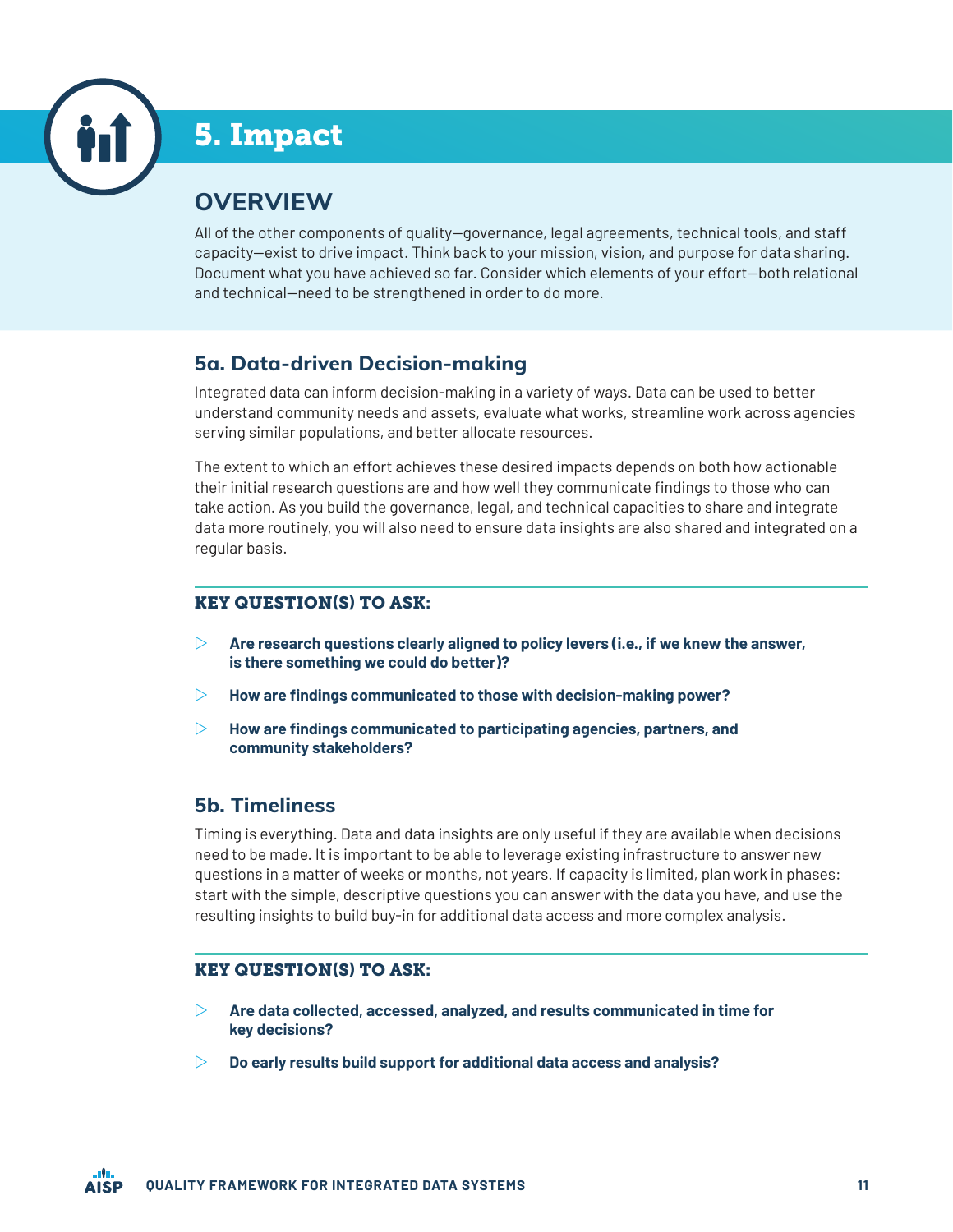# 5. Impact

## OVERVIEW

All of the other components of quality—governance, legal agreements, technical tools, and staff capacity—exist to drive impact. Think back to your mission, vision, and purpose for data sharing. Document what you have achieved so far. Consider which elements of your effort—both relational and technical—need to be strengthened in order to do more.

### 5a. Data-driven Decision-making

Integrated data can inform decision-making in a variety of ways. Data can be used to better understand community needs and assets, evaluate what works, streamline work across agencies serving similar populations, and better allocate resources.

The extent to which an effort achieves these desired impacts depends on both how actionable their initial research questions are and how well they communicate findings to those who can take action. As you build the governance, legal, and technical capacities to share and integrate data more routinely, you will also need to ensure data insights are also shared and integrated on a regular basis.

#### KEY QUESTION(S) TO ASK:

- **Are research questions clearly aligned to policy levers (i.e., if we knew the answer, is there something we could do better)?**
- **How are findings communicated to those with decision-making power?**
- **How are findings communicated to participating agencies, partners, and community stakeholders?**

### 5b. Timeliness

Timing is everything. Data and data insights are only useful if they are available when decisions need to be made. It is important to be able to leverage existing infrastructure to answer new questions in a matter of weeks or months, not years. If capacity is limited, plan work in phases: start with the simple, descriptive questions you can answer with the data you have, and use the resulting insights to build buy-in for additional data access and more complex analysis.

#### KEY QUESTION(S) TO ASK:

- **Are data collected, accessed, analyzed, and results communicated in time for key decisions?**
- **Do early results build support for additional data access and analysis?**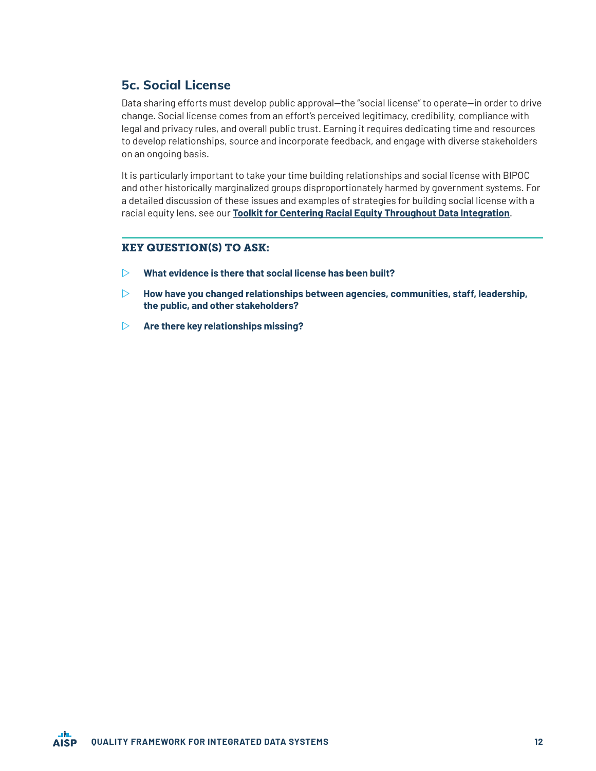## 5c. Social License

Data sharing efforts must develop public approval—the "social license" to operate—in order to drive change. Social license comes from an effort's perceived legitimacy, credibility, compliance with legal and privacy rules, and overall public trust. Earning it requires dedicating time and resources to develop relationships, source and incorporate feedback, and engage with diverse stakeholders on an ongoing basis.

It is particularly important to take your time building relationships and social license with BIPOC and other historically marginalized groups disproportionately harmed by government systems. For a detailed discussion of these issues and examples of strategies for building social license with a racial equity lens, see our **Toolkit for Centering Racial Equity Throughout Data Integration**.

### KEY QUESTION(S) TO ASK:

- **What evidence is there that social license has been built?**
- **How have you changed relationships between agencies, communities, staff, leadership, the public, and other stakeholders?**
- **Are there key relationships missing?**